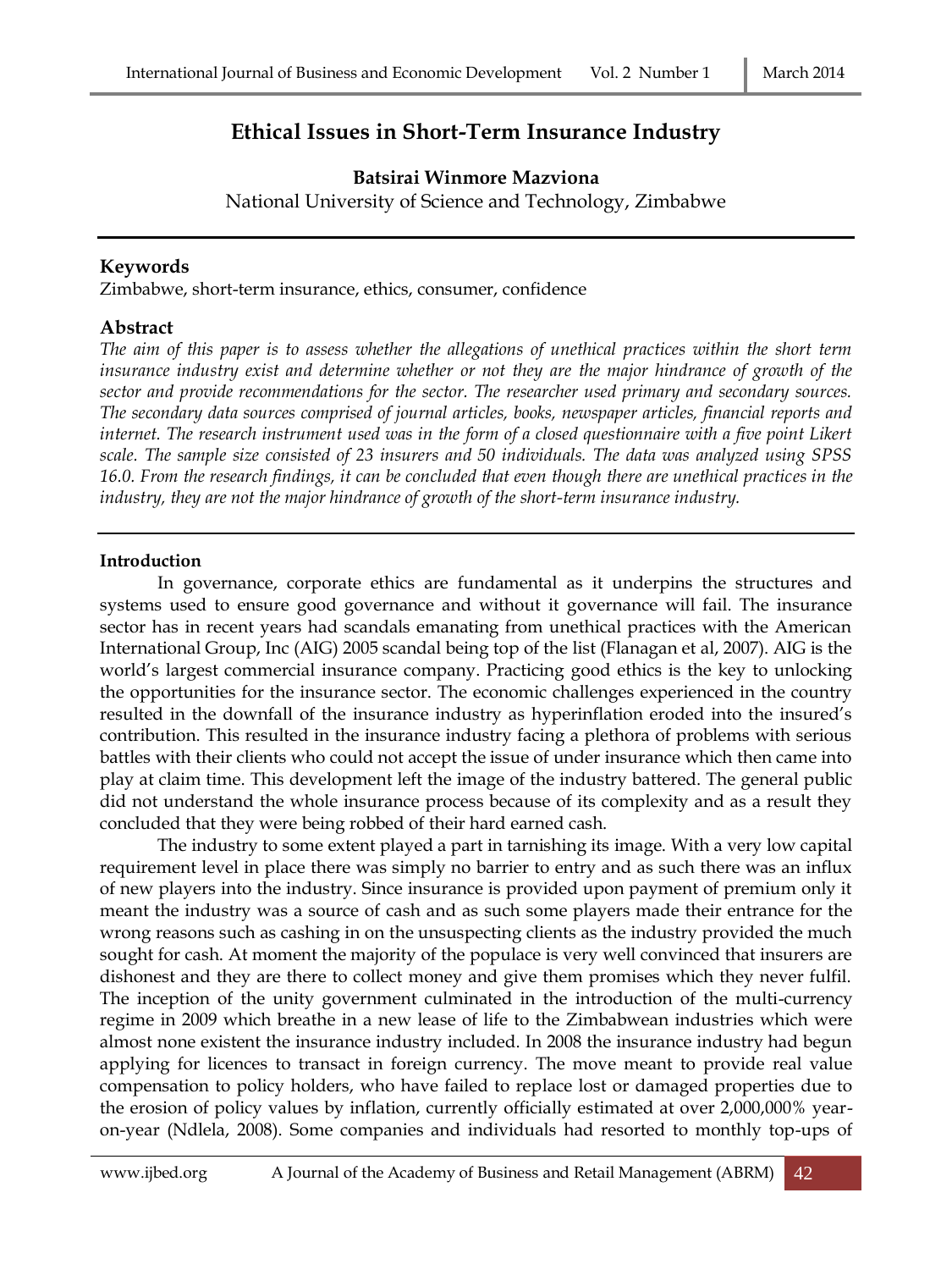# Ethical Issues in Short-Term Insurance Industry

**Batsirai Winmore Mazviona**

National University of Science and Technology, Zimbabwe

## Keywords

Zimbabwe, short-term insurance, ethics, consumer, confidence

## Abstract

*The aim of this paper is to assess whether the allegations of unethical practices within the short term insurance industry exist and determine whether or not they are the major hindrance of growth of the sector and provide recommendations for the sector. The researcher used primary and secondary sources. The secondary data sources comprised of journal articles, books, newspaper articles, financial reports and internet. The research instrument used was in the form of a closed questionnaire with a five point Likert scale. The sample size consisted of 23 insurers and 50 individuals. The data was analyzed using SPSS 16.0. From the research findings, it can be concluded that even though there are unethical practices in the industry, they are not the major hindrance of growth of the short-term insurance industry.*

## Introduction

In governance, corporate ethics are fundamental as it underpins the structures and systems used to ensure good governance and without it governance will fail. The insurance sector has in recent years had scandals emanating from unethical practices with the American International Group, Inc (AIG) 2005 scandal being top of the list (Flanagan et al, 2007). AIG is the world's largest commercial insurance company. Practicing good ethics is the key to unlocking the opportunities for the insurance sector. The economic challenges experienced in the country resulted in the downfall of the insurance industry as hyperinflation eroded into the insured's contribution. This resulted in the insurance industry facing a plethora of problems with serious battles with their clients who could not accept the issue of under insurance which then came into play at claim time. This development left the image of the industry battered. The general public did not understand the whole insurance process because of its complexity and as a result they concluded that they were being robbed of their hard earned cash.

The industry to some extent played a part in tarnishing its image. With a very low capital requirement level in place there was simply no barrier to entry and as such there was an influx of new players into the industry. Since insurance is provided upon payment of premium only it meant the industry was a source of cash and as such some players made their entrance for the wrong reasons such as cashing in on the unsuspecting clients as the industry provided the much sought for cash. At moment the majority of the populace is very well convinced that insurers are dishonest and they are there to collect money and give them promises which they never fulfil. The inception of the unity government culminated in the introduction of the multi-currency regime in 2009 which breathe in a new lease of life to the Zimbabwean industries which were almost none existent the insurance industry included. In 2008 the insurance industry had begun applying for licences to transact in foreign currency. The move meant to provide real value compensation to policy holders, who have failed to replace lost or damaged properties due to the erosion of policy values by inflation, currently officially estimated at over 2,000,000% year-on-year (Ndlela, 2008). Some companies and individuals had resorted to monthly top-ups of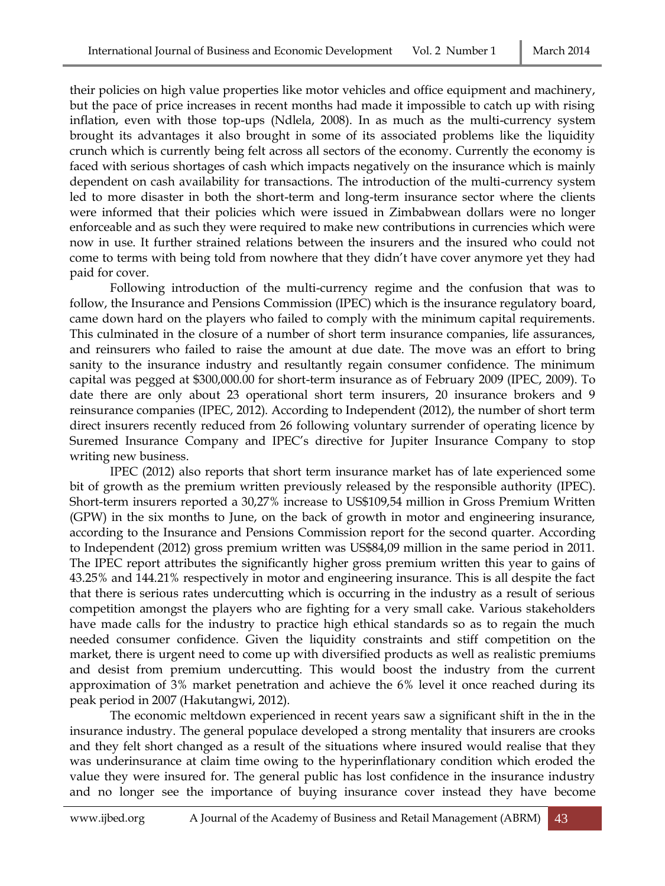their policies on high value properties like motor vehicles and office equipment and machinery, but the pace of price increases in recent months had made it impossible to catch up with rising inflation, even with those top-ups (Ndlela, 2008). In as much as the multi-currency system brought its advantages it also brought in some of its associated problems like the liquidity crunch which is currently being felt across all sectors of the economy. Currently the economy is faced with serious shortages of cash which impacts negatively on the insurance which is mainly dependent on cash availability for transactions. The introduction of the multi-currency system led to more disaster in both the short-term and long-term insurance sector where the clients were informed that their policies which were issued in Zimbabwean dollars were no longer enforceable and as such they were required to make new contributions in currencies which were now in use. It further strained relations between the insurers and the insured who could not come to terms with being told from nowhere that they didn't have cover anymore yet they had paid for cover.

Following introduction of the multi-currency regime and the confusion that was to follow, the Insurance and Pensions Commission (IPEC) which is the insurance regulatory board, came down hard on the players who failed to comply with the minimum capital requirements. This culminated in the closure of a number of short term insurance companies, life assurances, and reinsurers who failed to raise the amount at due date. The move was an effort to bring sanity to the insurance industry and resultantly regain consumer confidence. The minimum capital was pegged at $300,000.00 for short-term insurance as of February 2009 (IPEC, 2009). To date there are only about 23 operational short term insurers, 20 insurance brokers and 9 reinsurance companies (IPEC, 2012). According to Independent (2012), the number of short term direct insurers recently reduced from 26 following voluntary surrender of operating licence by Suremed Insurance Company and IPEC's directive for Jupiter Insurance Company to stop writing new business.

IPEC (2012) also reports that short term insurance market has of late experienced some bit of growth as the premium written previously released by the responsible authority (IPEC). Short-term insurers reported a 30,27% increase to US$109,54 million in Gross Premium Written (GPW) in the six months to June, on the back of growth in motor and engineering insurance, according to the Insurance and Pensions Commission report for the second quarter. According to Independent (2012) gross premium written was US$84,09 million in the same period in 2011. The IPEC report attributes the significantly higher gross premium written this year to gains of 43.25% and 144.21% respectively in motor and engineering insurance. This is all despite the fact that there is serious rates undercutting which is occurring in the industry as a result of serious competition amongst the players who are fighting for a very small cake. Various stakeholders have made calls for the industry to practice high ethical standards so as to regain the much needed consumer confidence. Given the liquidity constraints and stiff competition on the market, there is urgent need to come up with diversified products as well as realistic premiums and desist from premium undercutting. This would boost the industry from the current approximation of 3% market penetration and achieve the 6% level it once reached during its peak period in 2007 (Hakutangwi, 2012).

The economic meltdown experienced in recent years saw a significant shift in the in the insurance industry. The general populace developed a strong mentality that insurers are crooks and they felt short changed as a result of the situations where insured would realise that they was underinsurance at claim time owing to the hyperinflationary condition which eroded the value they were insured for. The general public has lost confidence in the insurance industry and no longer see the importance of buying insurance cover instead they have become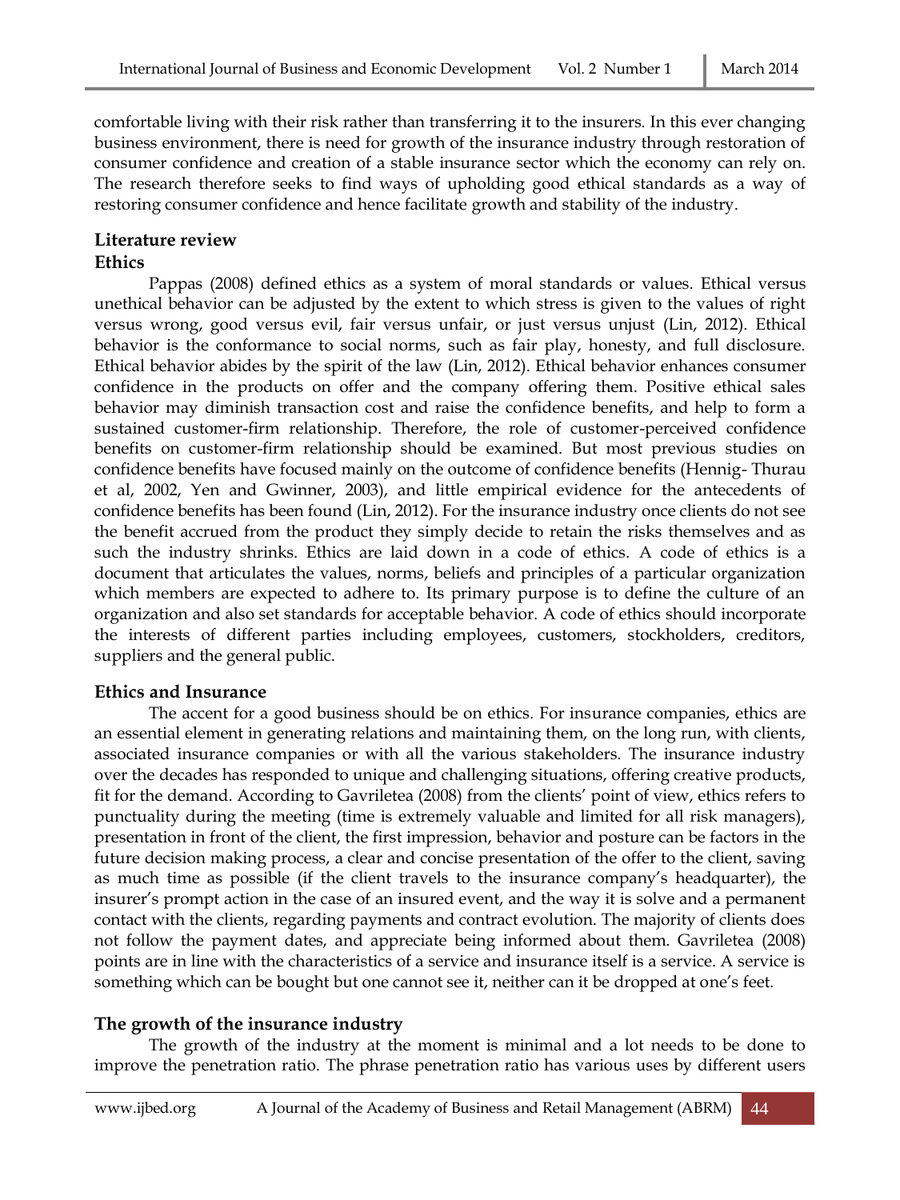comfortable living with their risk rather than transferring it to the insurers. In this ever changing business environment, there is need for growth of the insurance industry through restoration of consumer confidence and creation of a stable insurance sector which the economy can rely on. The research therefore seeks to find ways of upholding good ethical standards as a way of restoring consumer confidence and hence facilitate growth and stability of the industry.

## Literature review

### Ethics

Pappas (2008) defined ethics as a system of moral standards or values. Ethical versus unethical behavior can be adjusted by the extent to which stress is given to the values of right versus wrong, good versus evil, fair versus unfair, or just versus unjust (Lin, 2012). Ethical behavior is the conformance to social norms, such as fair play, honesty, and full disclosure. Ethical behavior abides by the spirit of the law (Lin, 2012). Ethical behavior enhances consumer confidence in the products on offer and the company offering them. Positive ethical sales behavior may diminish transaction cost and raise the confidence benefits, and help to form a sustained customer-firm relationship. Therefore, the role of customer-perceived confidence benefits on customer-firm relationship should be examined. But most previous studies on confidence benefits have focused mainly on the outcome of confidence benefits (Hennig- Thurau et al, 2002, Yen and Gwinner, 2003), and little empirical evidence for the antecedents of confidence benefits has been found (Lin, 2012). For the insurance industry once clients do not see the benefit accrued from the product they simply decide to retain the risks themselves and as such the industry shrinks. Ethics are laid down in a code of ethics. A code of ethics is a document that articulates the values, norms, beliefs and principles of a particular organization which members are expected to adhere to. Its primary purpose is to define the culture of an organization and also set standards for acceptable behavior. A code of ethics should incorporate the interests of different parties including employees, customers, stockholders, creditors, suppliers and the general public.

### Ethics and Insurance

The accent for a good business should be on ethics. For insurance companies, ethics are an essential element in generating relations and maintaining them, on the long run, with clients, associated insurance companies or with all the various stakeholders. The insurance industry over the decades has responded to unique and challenging situations, offering creative products, fit for the demand. According to Gavriletea (2008) from the clients' point of view, ethics refers to punctuality during the meeting (time is extremely valuable and limited for all risk managers), presentation in front of the client, the first impression, behavior and posture can be factors in the future decision making process, a clear and concise presentation of the offer to the client, saving as much time as possible (if the client travels to the insurance company's headquarter), the insurer's prompt action in the case of an insured event, and the way it is solve and a permanent contact with the clients, regarding payments and contract evolution. The majority of clients does not follow the payment dates, and appreciate being informed about them. Gavriletea (2008) points are in line with the characteristics of a service and insurance itself is a service. A service is something which can be bought but one cannot see it, neither can it be dropped at one's feet.

### The growth of the insurance industry

The growth of the industry at the moment is minimal and a lot needs to be done to improve the penetration ratio. The phrase penetration ratio has various uses by different users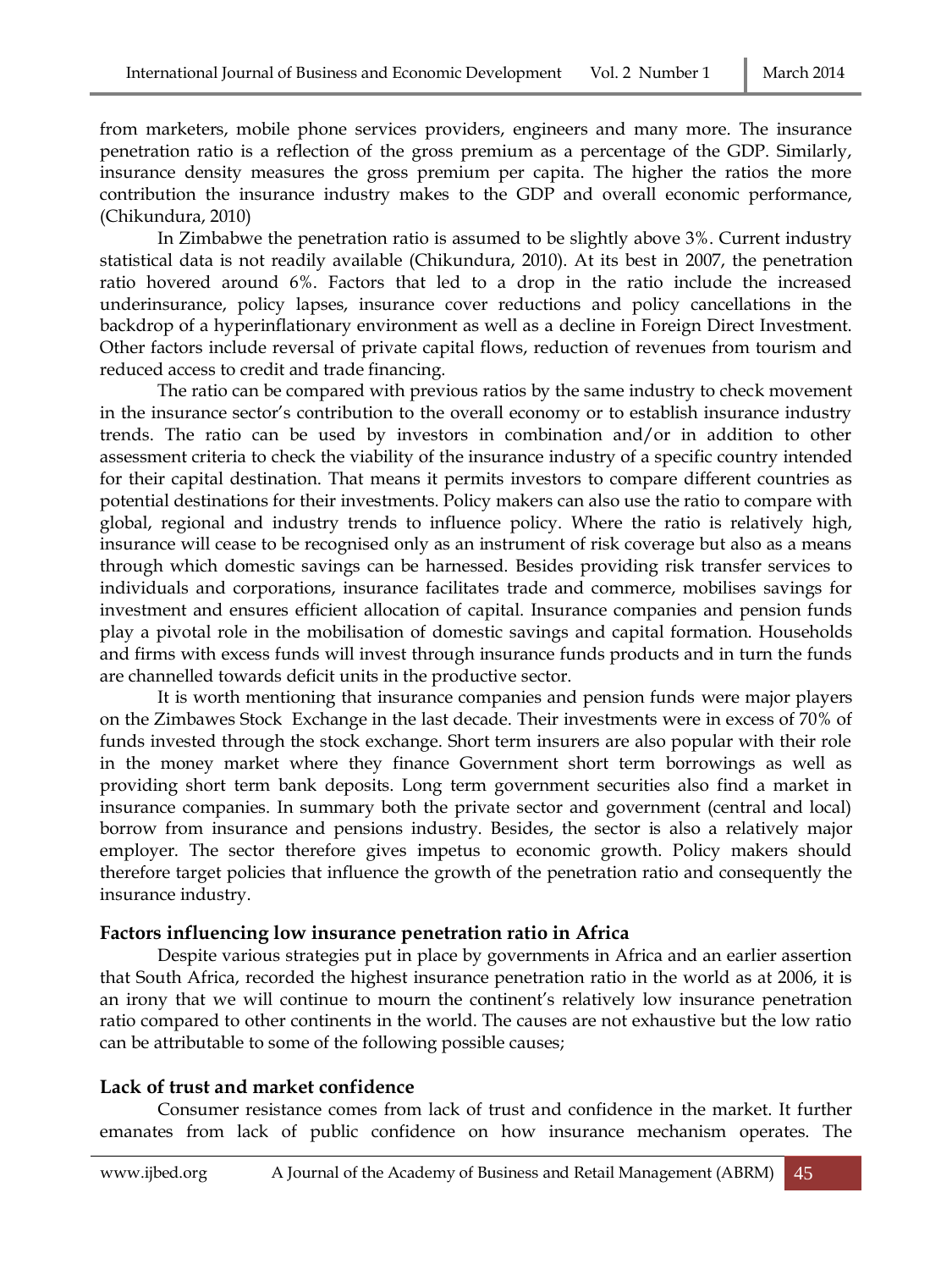from marketers, mobile phone services providers, engineers and many more. The insurance penetration ratio is a reflection of the gross premium as a percentage of the GDP. Similarly, insurance density measures the gross premium per capita. The higher the ratios the more contribution the insurance industry makes to the GDP and overall economic performance, (Chikundura, 2010)

In Zimbabwe the penetration ratio is assumed to be slightly above 3%. Current industry statistical data is not readily available (Chikundura, 2010). At its best in 2007, the penetration ratio hovered around 6%. Factors that led to a drop in the ratio include the increased underinsurance, policy lapses, insurance cover reductions and policy cancellations in the backdrop of a hyperinflationary environment as well as a decline in Foreign Direct Investment. Other factors include reversal of private capital flows, reduction of revenues from tourism and reduced access to credit and trade financing.

The ratio can be compared with previous ratios by the same industry to check movement in the insurance sector's contribution to the overall economy or to establish insurance industry trends. The ratio can be used by investors in combination and/or in addition to other assessment criteria to check the viability of the insurance industry of a specific country intended for their capital destination. That means it permits investors to compare different countries as potential destinations for their investments. Policy makers can also use the ratio to compare with global, regional and industry trends to influence policy. Where the ratio is relatively high, insurance will cease to be recognised only as an instrument of risk coverage but also as a means through which domestic savings can be harnessed. Besides providing risk transfer services to individuals and corporations, insurance facilitates trade and commerce, mobilises savings for investment and ensures efficient allocation of capital. Insurance companies and pension funds play a pivotal role in the mobilisation of domestic savings and capital formation. Households and firms with excess funds will invest through insurance funds products and in turn the funds are channelled towards deficit units in the productive sector.

It is worth mentioning that insurance companies and pension funds were major players on the Zimbawes Stock Exchange in the last decade. Their investments were in excess of 70% of funds invested through the stock exchange. Short term insurers are also popular with their role in the money market where they finance Government short term borrowings as well as providing short term bank deposits. Long term government securities also find a market in insurance companies. In summary both the private sector and government (central and local) borrow from insurance and pensions industry. Besides, the sector is also a relatively major employer. The sector therefore gives impetus to economic growth. Policy makers should therefore target policies that influence the growth of the penetration ratio and consequently the insurance industry.

## Factors influencing low insurance penetration ratio in Africa

Despite various strategies put in place by governments in Africa and an earlier assertion that South Africa, recorded the highest insurance penetration ratio in the world as at 2006, it is an irony that we will continue to mourn the continent's relatively low insurance penetration ratio compared to other continents in the world. The causes are not exhaustive but the low ratio can be attributable to some of the following possible causes;

## Lack of trust and market confidence

Consumer resistance comes from lack of trust and confidence in the market. It further emanates from lack of public confidence on how insurance mechanism operates. The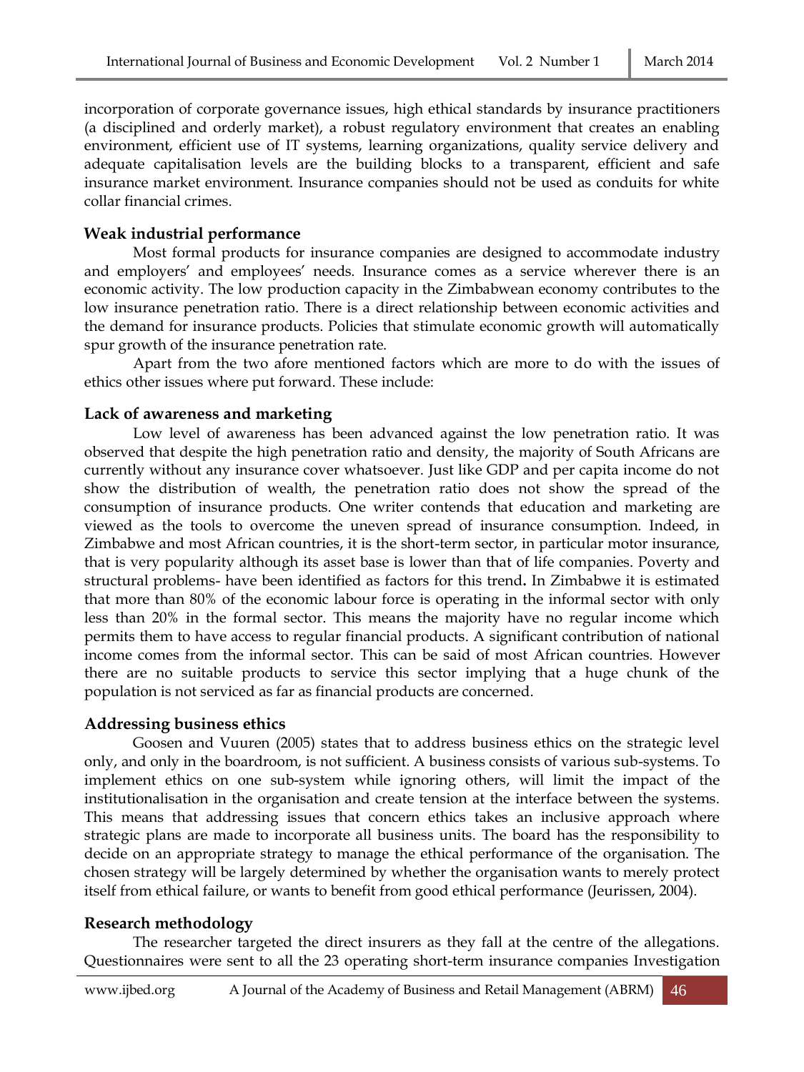incorporation of corporate governance issues, high ethical standards by insurance practitioners (a disciplined and orderly market), a robust regulatory environment that creates an enabling environment, efficient use of IT systems, learning organizations, quality service delivery and adequate capitalisation levels are the building blocks to a transparent, efficient and safe insurance market environment. Insurance companies should not be used as conduits for white collar financial crimes.

### Weak industrial performance

Most formal products for insurance companies are designed to accommodate industry and employers' and employees' needs. Insurance comes as a service wherever there is an economic activity. The low production capacity in the Zimbabwean economy contributes to the low insurance penetration ratio. There is a direct relationship between economic activities and the demand for insurance products. Policies that stimulate economic growth will automatically spur growth of the insurance penetration rate.

Apart from the two afore mentioned factors which are more to do with the issues of ethics other issues where put forward. These include:

### Lack of awareness and marketing

Low level of awareness has been advanced against the low penetration ratio. It was observed that despite the high penetration ratio and density, the majority of South Africans are currently without any insurance cover whatsoever. Just like GDP and per capita income do not show the distribution of wealth, the penetration ratio does not show the spread of the consumption of insurance products. One writer contends that education and marketing are viewed as the tools to overcome the uneven spread of insurance consumption. Indeed, in Zimbabwe and most African countries, it is the short-term sector, in particular motor insurance, that is very popularity although its asset base is lower than that of life companies. Poverty and structural problems- have been identified as factors for this trend**.** In Zimbabwe it is estimated that more than 80% of the economic labour force is operating in the informal sector with only less than 20% in the formal sector. This means the majority have no regular income which permits them to have access to regular financial products. A significant contribution of national income comes from the informal sector. This can be said of most African countries. However there are no suitable products to service this sector implying that a huge chunk of the population is not serviced as far as financial products are concerned.

### Addressing business ethics

Goosen and Vuuren (2005) states that to address business ethics on the strategic level only, and only in the boardroom, is not sufficient. A business consists of various sub-systems. To implement ethics on one sub-system while ignoring others, will limit the impact of the institutionalisation in the organisation and create tension at the interface between the systems. This means that addressing issues that concern ethics takes an inclusive approach where strategic plans are made to incorporate all business units. The board has the responsibility to decide on an appropriate strategy to manage the ethical performance of the organisation. The chosen strategy will be largely determined by whether the organisation wants to merely protect itself from ethical failure, or wants to benefit from good ethical performance (Jeurissen, 2004).

### Research methodology

The researcher targeted the direct insurers as they fall at the centre of the allegations. Questionnaires were sent to all the 23 operating short-term insurance companies Investigation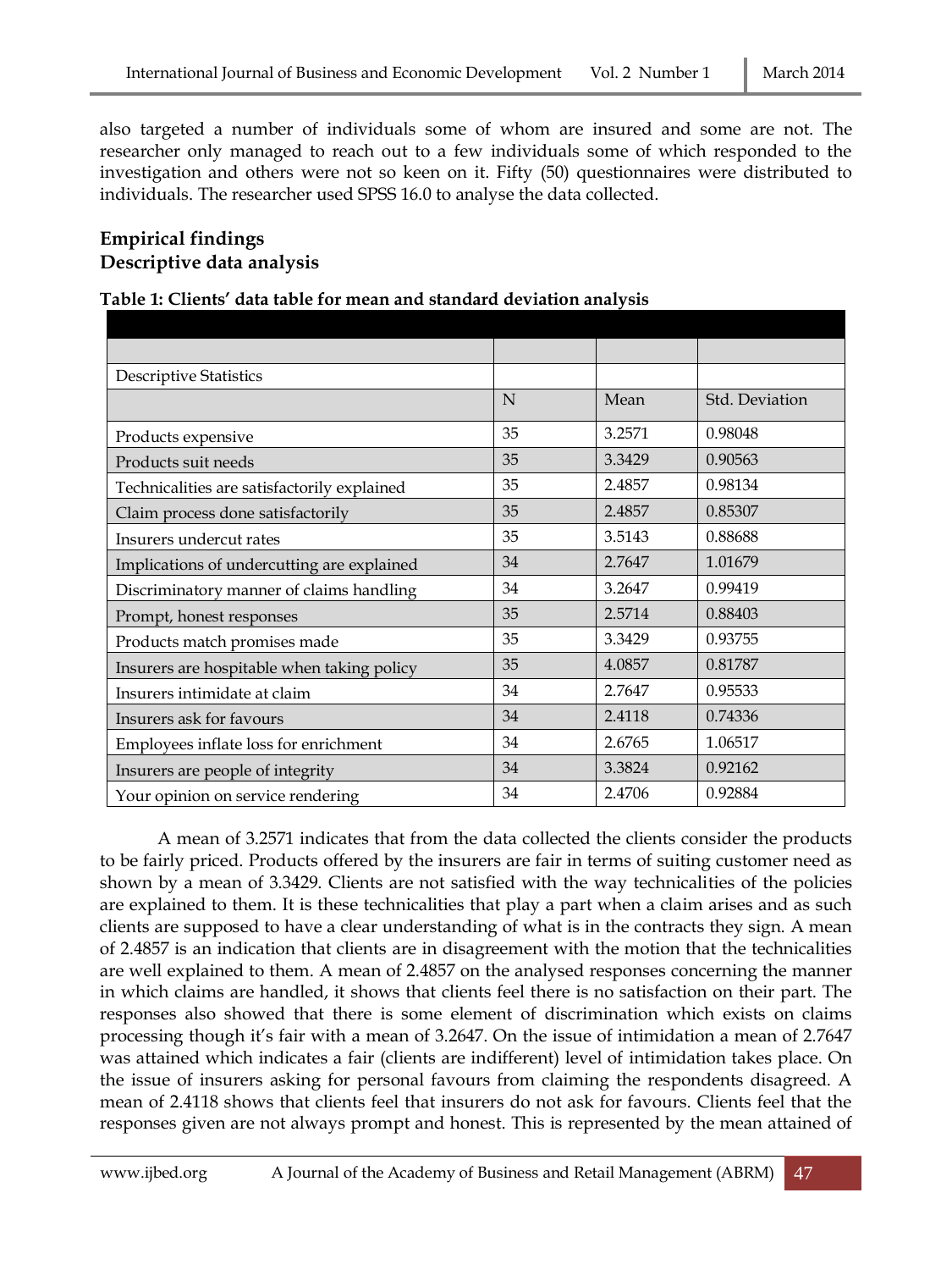also targeted a number of individuals some of whom are insured and some are not. The researcher only managed to reach out to a few individuals some of which responded to the investigation and others were not so keen on it. Fifty (50) questionnaires were distributed to individuals. The researcher used SPSS 16.0 to analyse the data collected.

## Empirical findings

### Descriptive data analysis

**Table 1: Clients' data table for mean and standard deviation analysis**

| Descriptive Statistics | | | |
|---|---|---|---|
| | N | Mean | Std. Deviation |
| Products expensive | 35 | 3.2571 | 0.98048 |
| Products suit needs | 35 | 3.3429 | 0.90563 |
| Technicalities are satisfactorily explained | 35 | 2.4857 | 0.98134 |
| Claim process done satisfactorily | 35 | 2.4857 | 0.85307 |
| Insurers undercut rates | 35 | 3.5143 | 0.88688 |
| Implications of undercutting are explained | 34 | 2.7647 | 1.01679 |
| Discriminatory manner of claims handling | 34 | 3.2647 | 0.99419 |
| Prompt, honest responses | 35 | 2.5714 | 0.88403 |
| Products match promises made | 35 | 3.3429 | 0.93755 |
| Insurers are hospitable when taking policy | 35 | 4.0857 | 0.81787 |
| Insurers intimidate at claim | 34 | 2.7647 | 0.95533 |
| Insurers ask for favours | 34 | 2.4118 | 0.74336 |
| Employees inflate loss for enrichment | 34 | 2.6765 | 1.06517 |
| Insurers are people of integrity | 34 | 3.3824 | 0.92162 |
| Your opinion on service rendering | 34 | 2.4706 | 0.92884 |

A mean of 3.2571 indicates that from the data collected the clients consider the products to be fairly priced. Products offered by the insurers are fair in terms of suiting customer need as shown by a mean of 3.3429. Clients are not satisfied with the way technicalities of the policies are explained to them. It is these technicalities that play a part when a claim arises and as such clients are supposed to have a clear understanding of what is in the contracts they sign. A mean of 2.4857 is an indication that clients are in disagreement with the motion that the technicalities are well explained to them. A mean of 2.4857 on the analysed responses concerning the manner in which claims are handled, it shows that clients feel there is no satisfaction on their part. The responses also showed that there is some element of discrimination which exists on claims processing though it's fair with a mean of 3.2647. On the issue of intimidation a mean of 2.7647 was attained which indicates a fair (clients are indifferent) level of intimidation takes place. On the issue of insurers asking for personal favours from claiming the respondents disagreed. A mean of 2.4118 shows that clients feel that insurers do not ask for favours. Clients feel that the responses given are not always prompt and honest. This is represented by the mean attained of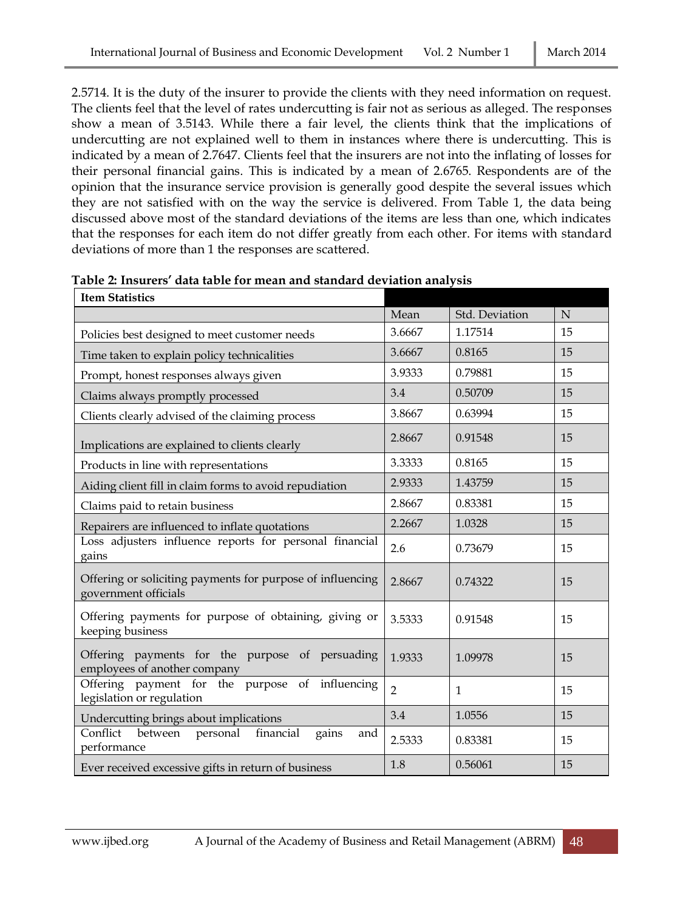2.5714. It is the duty of the insurer to provide the clients with they need information on request. The clients feel that the level of rates undercutting is fair not as serious as alleged. The responses show a mean of 3.5143. While there a fair level, the clients think that the implications of undercutting are not explained well to them in instances where there is undercutting. This is indicated by a mean of 2.7647. Clients feel that the insurers are not into the inflating of losses for their personal financial gains. This is indicated by a mean of 2.6765. Respondents are of the opinion that the insurance service provision is generally good despite the several issues which they are not satisfied with on the way the service is delivered. From Table 1, the data being discussed above most of the standard deviations of the items are less than one, which indicates that the responses for each item do not differ greatly from each other. For items with standard deviations of more than 1 the responses are scattered.

**Table 2: Insurers' data table for mean and standard deviation analysis**

| Item Statistics | | | |
|---|---|---|---|
| | Mean | Std. Deviation | N |
| Policies best designed to meet customer needs | 3.6667 | 1.17514 | 15 |
| Time taken to explain policy technicalities | 3.6667 | 0.8165 | 15 |
| Prompt, honest responses always given | 3.9333 | 0.79881 | 15 |
| Claims always promptly processed | 3.4 | 0.50709 | 15 |
| Clients clearly advised of the claiming process | 3.8667 | 0.63994 | 15 |
| Implications are explained to clients clearly | 2.8667 | 0.91548 | 15 |
| Products in line with representations | 3.3333 | 0.8165 | 15 |
| Aiding client fill in claim forms to avoid repudiation | 2.9333 | 1.43759 | 15 |
| Claims paid to retain business | 2.8667 | 0.83381 | 15 |
| Repairers are influenced to inflate quotations | 2.2667 | 1.0328 | 15 |
| Loss adjusters influence reports for personal financial gains | 2.6 | 0.73679 | 15 |
| Offering or soliciting payments for purpose of influencing government officials | 2.8667 | 0.74322 | 15 |
| Offering payments for purpose of obtaining, giving or keeping business | 3.5333 | 0.91548 | 15 |
| Offering payments for the purpose of persuading employees of another company | 1.9333 | 1.09978 | 15 |
| Offering payment for the purpose of influencing legislation or regulation | 2 | 1 | 15 |
| Undercutting brings about implications | 3.4 | 1.0556 | 15 |
| Conflict between personal financial gains and performance | 2.5333 | 0.83381 | 15 |
| Ever received excessive gifts in return of business | 1.8 | 0.56061 | 15 |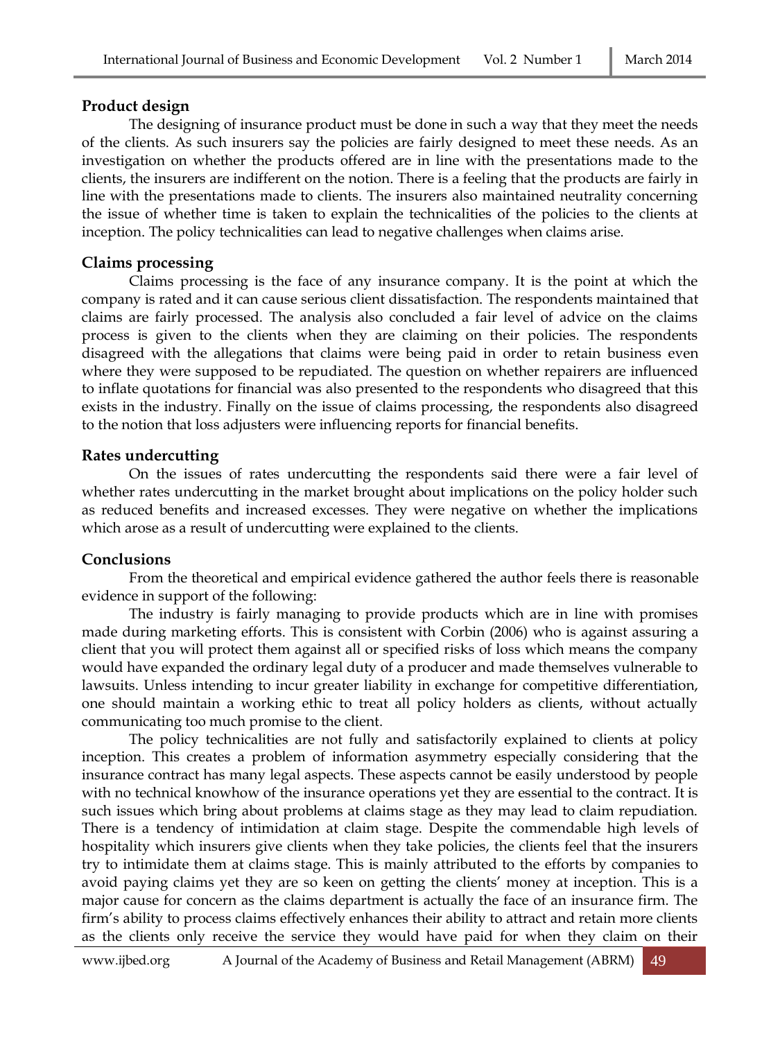### Product design

The designing of insurance product must be done in such a way that they meet the needs of the clients. As such insurers say the policies are fairly designed to meet these needs. As an investigation on whether the products offered are in line with the presentations made to the clients, the insurers are indifferent on the notion. There is a feeling that the products are fairly in line with the presentations made to clients. The insurers also maintained neutrality concerning the issue of whether time is taken to explain the technicalities of the policies to the clients at inception. The policy technicalities can lead to negative challenges when claims arise.

### Claims processing

Claims processing is the face of any insurance company. It is the point at which the company is rated and it can cause serious client dissatisfaction. The respondents maintained that claims are fairly processed. The analysis also concluded a fair level of advice on the claims process is given to the clients when they are claiming on their policies. The respondents disagreed with the allegations that claims were being paid in order to retain business even where they were supposed to be repudiated. The question on whether repairers are influenced to inflate quotations for financial was also presented to the respondents who disagreed that this exists in the industry. Finally on the issue of claims processing, the respondents also disagreed to the notion that loss adjusters were influencing reports for financial benefits.

### Rates undercutting

On the issues of rates undercutting the respondents said there were a fair level of whether rates undercutting in the market brought about implications on the policy holder such as reduced benefits and increased excesses. They were negative on whether the implications which arose as a result of undercutting were explained to the clients.

### Conclusions

From the theoretical and empirical evidence gathered the author feels there is reasonable evidence in support of the following:

The industry is fairly managing to provide products which are in line with promises made during marketing efforts. This is consistent with Corbin (2006) who is against assuring a client that you will protect them against all or specified risks of loss which means the company would have expanded the ordinary legal duty of a producer and made themselves vulnerable to lawsuits. Unless intending to incur greater liability in exchange for competitive differentiation, one should maintain a working ethic to treat all policy holders as clients, without actually communicating too much promise to the client.

The policy technicalities are not fully and satisfactorily explained to clients at policy inception. This creates a problem of information asymmetry especially considering that the insurance contract has many legal aspects. These aspects cannot be easily understood by people with no technical knowhow of the insurance operations yet they are essential to the contract. It is such issues which bring about problems at claims stage as they may lead to claim repudiation. There is a tendency of intimidation at claim stage. Despite the commendable high levels of hospitality which insurers give clients when they take policies, the clients feel that the insurers try to intimidate them at claims stage. This is mainly attributed to the efforts by companies to avoid paying claims yet they are so keen on getting the clients' money at inception. This is a major cause for concern as the claims department is actually the face of an insurance firm. The firm's ability to process claims effectively enhances their ability to attract and retain more clients as the clients only receive the service they would have paid for when they claim on their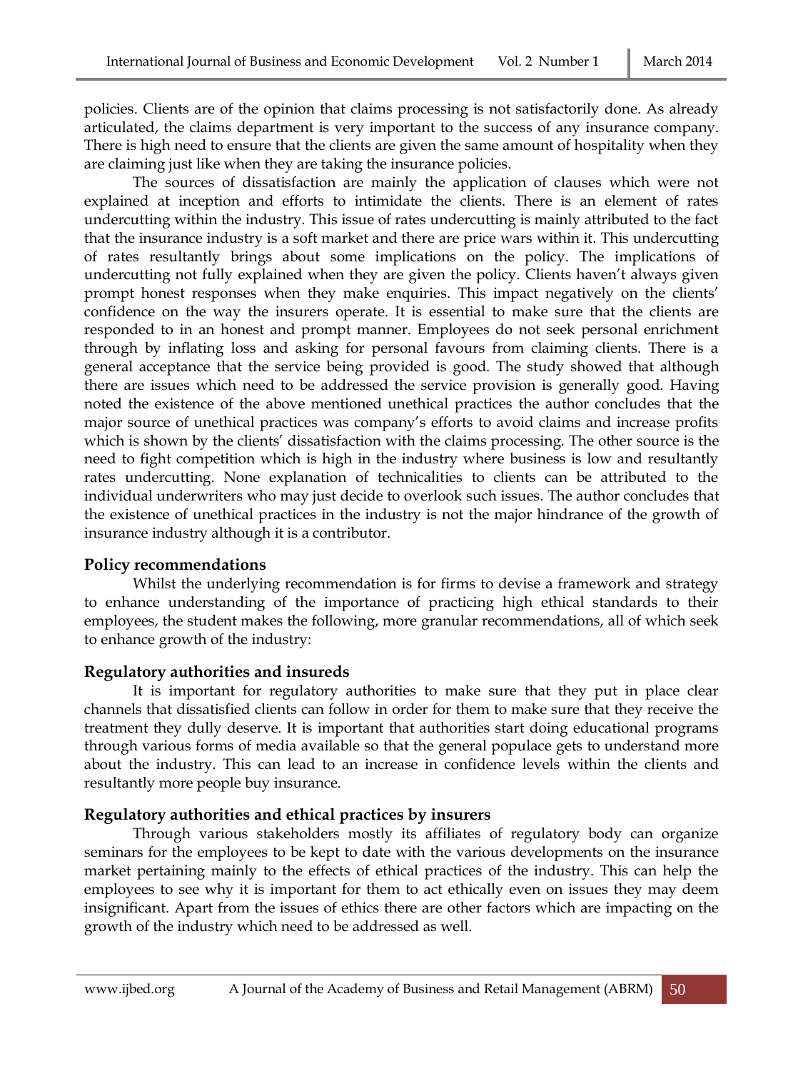policies. Clients are of the opinion that claims processing is not satisfactorily done. As already articulated, the claims department is very important to the success of any insurance company. There is high need to ensure that the clients are given the same amount of hospitality when they are claiming just like when they are taking the insurance policies.

The sources of dissatisfaction are mainly the application of clauses which were not explained at inception and efforts to intimidate the clients. There is an element of rates undercutting within the industry. This issue of rates undercutting is mainly attributed to the fact that the insurance industry is a soft market and there are price wars within it. This undercutting of rates resultantly brings about some implications on the policy. The implications of undercutting not fully explained when they are given the policy. Clients haven't always given prompt honest responses when they make enquiries. This impact negatively on the clients' confidence on the way the insurers operate. It is essential to make sure that the clients are responded to in an honest and prompt manner. Employees do not seek personal enrichment through by inflating loss and asking for personal favours from claiming clients. There is a general acceptance that the service being provided is good. The study showed that although there are issues which need to be addressed the service provision is generally good. Having noted the existence of the above mentioned unethical practices the author concludes that the major source of unethical practices was company's efforts to avoid claims and increase profits which is shown by the clients' dissatisfaction with the claims processing. The other source is the need to fight competition which is high in the industry where business is low and resultantly rates undercutting. None explanation of technicalities to clients can be attributed to the individual underwriters who may just decide to overlook such issues. The author concludes that the existence of unethical practices in the industry is not the major hindrance of the growth of insurance industry although it is a contributor.

## Policy recommendations

Whilst the underlying recommendation is for firms to devise a framework and strategy to enhance understanding of the importance of practicing high ethical standards to their employees, the student makes the following, more granular recommendations, all of which seek to enhance growth of the industry:

### Regulatory authorities and insureds

It is important for regulatory authorities to make sure that they put in place clear channels that dissatisfied clients can follow in order for them to make sure that they receive the treatment they dully deserve. It is important that authorities start doing educational programs through various forms of media available so that the general populace gets to understand more about the industry. This can lead to an increase in confidence levels within the clients and resultantly more people buy insurance.

### Regulatory authorities and ethical practices by insurers

Through various stakeholders mostly its affiliates of regulatory body can organize seminars for the employees to be kept to date with the various developments on the insurance market pertaining mainly to the effects of ethical practices of the industry. This can help the employees to see why it is important for them to act ethically even on issues they may deem insignificant. Apart from the issues of ethics there are other factors which are impacting on the growth of the industry which need to be addressed as well.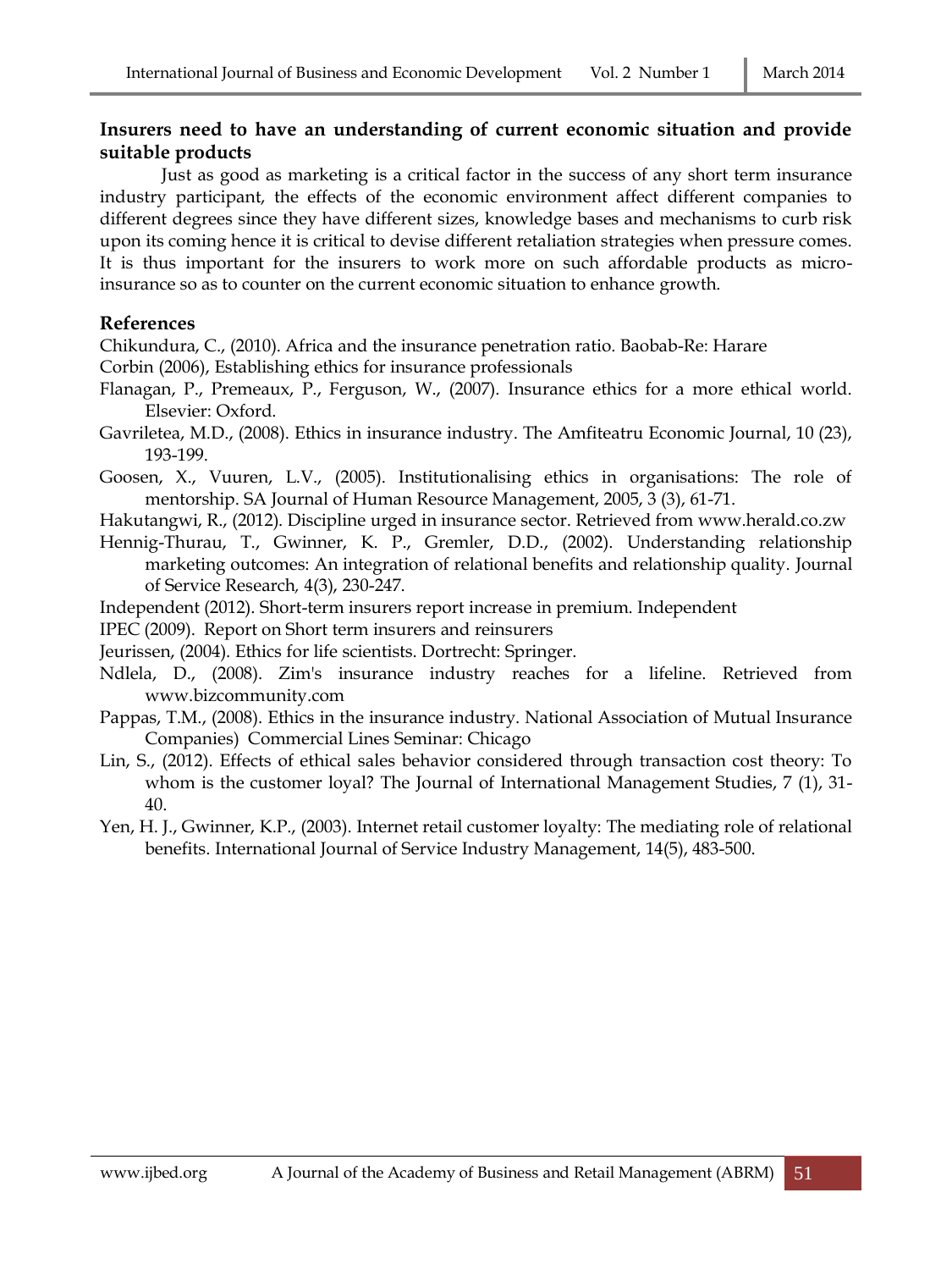**Insurers need to have an understanding of current economic situation and provide suitable products**

Just as good as marketing is a critical factor in the success of any short term insurance industry participant, the effects of the economic environment affect different companies to different degrees since they have different sizes, knowledge bases and mechanisms to curb risk upon its coming hence it is critical to devise different retaliation strategies when pressure comes. It is thus important for the insurers to work more on such affordable products as micro-insurance so as to counter on the current economic situation to enhance growth.

## References

Chikundura, C., (2010). Africa and the insurance penetration ratio. Baobab-Re: Harare

Corbin (2006), Establishing ethics for insurance professionals

Flanagan, P., Premeaux, P., Ferguson, W., (2007). Insurance ethics for a more ethical world. Elsevier: Oxford.

Gavriletea, M.D., (2008). Ethics in insurance industry. The Amfiteatru Economic Journal, 10 (23), 193-199.

Goosen, X., Vuuren, L.V., (2005). Institutionalising ethics in organisations: The role of mentorship. SA Journal of Human Resource Management, 2005, 3 (3), 61-71.

Hakutangwi, R., (2012). Discipline urged in insurance sector. Retrieved from www.herald.co.zw

Hennig-Thurau, T., Gwinner, K. P., Gremler, D.D., (2002). Understanding relationship marketing outcomes: An integration of relational benefits and relationship quality. Journal of Service Research, 4(3), 230-247.

Independent (2012). Short-term insurers report increase in premium. Independent

IPEC (2009). Report on Short term insurers and reinsurers

Jeurissen, (2004). Ethics for life scientists. Dortrecht: Springer.

Ndlela, D., (2008). Zim's insurance industry reaches for a lifeline. Retrieved from www.bizcommunity.com

Pappas, T.M., (2008). Ethics in the insurance industry. National Association of Mutual Insurance Companies) Commercial Lines Seminar: Chicago

Lin, S., (2012). Effects of ethical sales behavior considered through transaction cost theory: To whom is the customer loyal? The Journal of International Management Studies, 7 (1), 31-40.

Yen, H. J., Gwinner, K.P., (2003). Internet retail customer loyalty: The mediating role of relational benefits. International Journal of Service Industry Management, 14(5), 483-500.